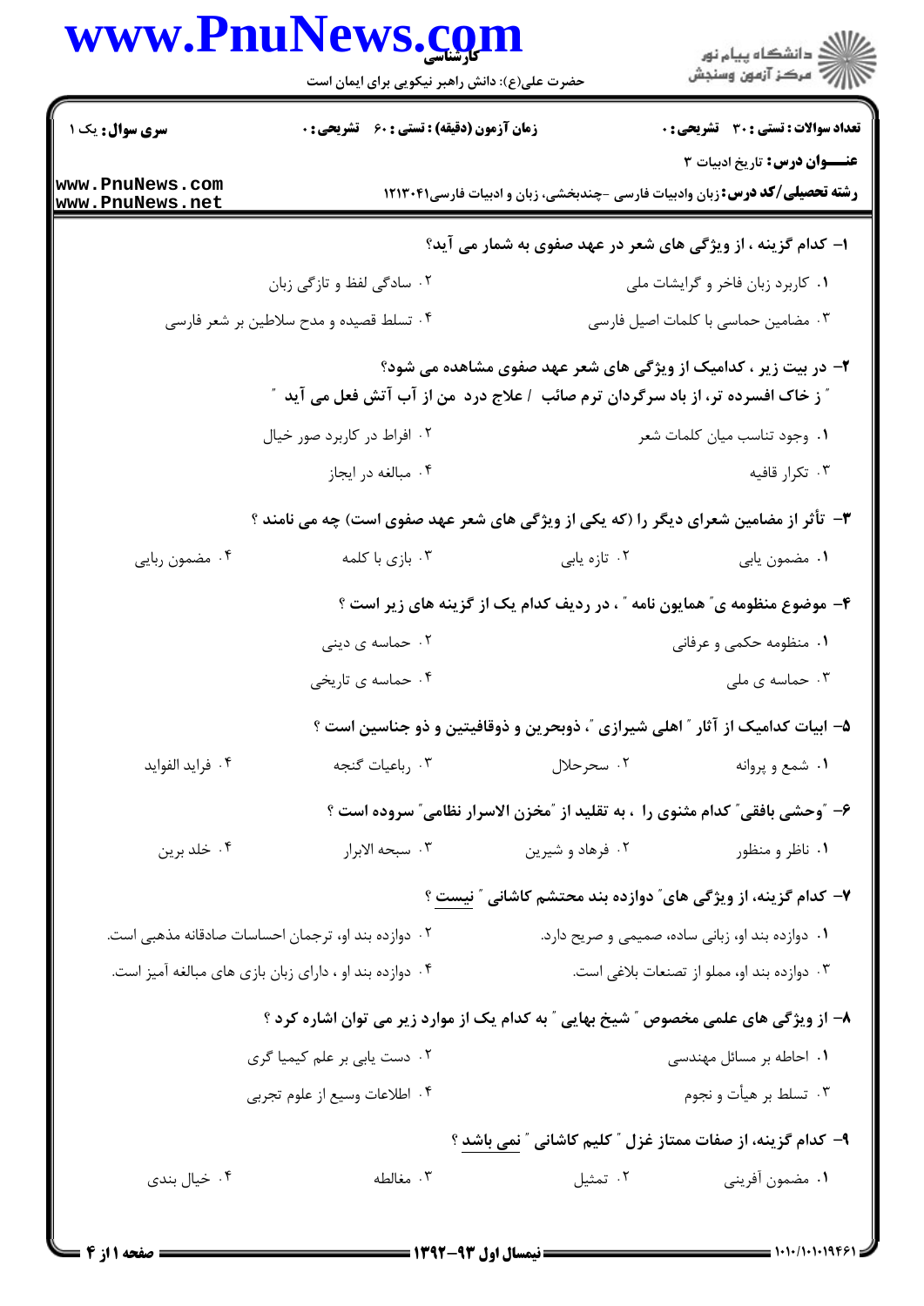**سری سوال:** یک ۱ | **زمان آزمون (دقیقه) : تستی :** ۶۰ **تشریحی :** ۰ | **تعداد سوالات : تستی :** ۳۰ **تشریحی :** ۰

**عنـــوان درس:** تاریخ ادبیات ۳

**رشته تحصیلی/کد درس:** زبان وادبیات فارسی -چندبخشی، زبان و ادبیات فارسی۱۲۱۳۰۴۱

۱- کدام گزینه ، از ویژگی های شعر در عهد صفوی به شمار می آید؟

۱. کاربرد زبان فاخر و گرایشات ملی
۲. سادگی لفظ و تازگی زبان
۳. مضامین حماسی با کلمات اصیل فارسی
۴. تسلط قصیده و مدح سلاطین بر شعر فارسی

۲- در بیت زیر ، کدامیک از ویژگی های شعر عهد صفوی مشاهده می شود؟

" ز خاک افسرده تر، از باد سرگردان ترم صائب / علاج درد من از آب آتش فعل می آید "

۱. وجود تناسب میان کلمات شعر
۲. افراط در کاربرد صور خیال
۳. تکرار قافیه
۴. مبالغه در ایجاز

۳- تأثر از مضامین شعرای دیگر را (که یکی از ویژگی های شعر عهد صفوی است) چه می نامند ؟

۱. مضمون یابی
۲. تازه یابی
۳. بازی با کلمه
۴. مضمون ربایی

۴- موضوع منظومه ی" همایون نامه " ، در ردیف کدام یک از گزینه های زیر است ؟

۱. منظومه حکمی و عرفانی
۲. حماسه ی دینی
۳. حماسه ی ملی
۴. حماسه ی تاریخی

۵- ابیات کدامیک از آثار " اهلی شیرازی "، ذوبحرین و ذوقافیتین و ذو جناسین است ؟

۱. شمع و پروانه
۲. سحرحلال
۳. رباعیات گنجه
۴. فراید الفواید

۶- "وحشی بافقی" کدام مثنوی را ، به تقلید از "مخزن الاسرار نظامی" سروده است ؟

۱. ناظر و منظور
۲. فرهاد و شیرین
۳. سبحه الابرار
۴. خلد برین

۷- کدام گزینه، از ویژگی های" دوازده بند محتشم کاشانی " نیست ؟

۱. دوازده بند او، زبانی ساده، صمیمی و صریح دارد.
۲. دوازده بند او، ترجمان احساسات صادقانه مذهبی است.
۳. دوازده بند او، مملو از تصنعات بلاغی است.
۴. دوازده بند او ، دارای زبان بازی های مبالغه آمیز است.

۸- از ویژگی های علمی مخصوص " شیخ بهایی " به کدام یک از موارد زیر می توان اشاره کرد ؟

۱. احاطه بر مسائل مهندسی
۲. دست یابی بر علم کیمیا گری
۳. تسلط بر هیأت و نجوم
۴. اطلاعات وسیع از علوم تجربی

۹- کدام گزینه، از صفات ممتاز غزل " کلیم کاشانی " نمی باشد ؟

۱. مضمون آفرینی
۲. تمثیل
۳. مغالطه
۴. خیال بندی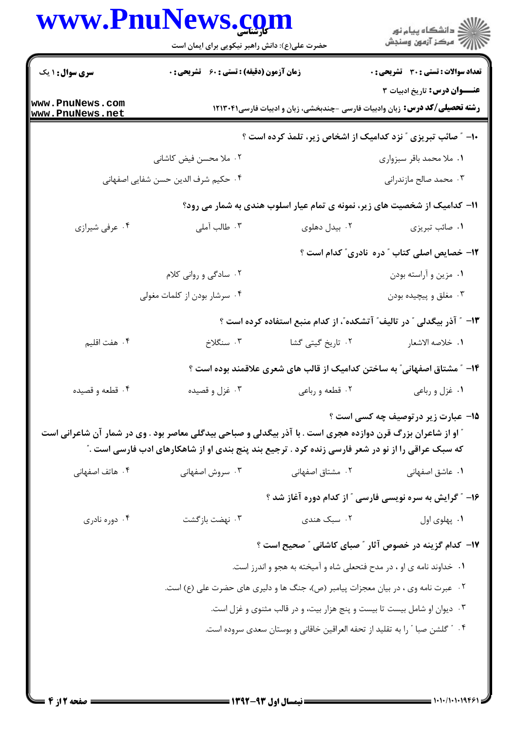۱۰- " صائب تبریزی " نزد کدامیک از اشخاص زیر، تلمذ کرده است ؟

۱. ملا محمد باقر سبزواری
۲. ملا محسن فیض کاشانی
۳. محمد صالح مازندرانی
۴. حکیم شرف الدین حسن شفایی اصفهانی

۱۱- کدامیک از شخصیت های زیر، نمونه ی تمام عیار اسلوب هندی به شمار می رود؟

۱. صائب تبریزی
۲. بیدل دهلوی
۳. طالب آملی
۴. عرفی شیرازی

۱۲- خصایص اصلی کتاب " دره نادری" کدام است ؟

۱. مزین و آراسته بودن
۲. سادگی و روانی کلام
۳. مغلق و پیچیده بودن
۴. سرشار بودن از کلمات مغولی

۱۳- " آذر بیگدلی " در تالیف" آتشکده"، از کدام منبع استفاده کرده است ؟

۱. خلاصه الاشعار
۲. تاریخ گیتی گشا
۳. سنگلاخ
۴. هفت اقلیم

۱۴- " مشتاق اصفهانی" به ساختن کدامیک از قالب های شعری علاقمند بوده است ؟

۱. غزل و رباعی
۲. قطعه و رباعی
۳. غزل و قصیده
۴. قطعه و قصیده

۱۵- عبارت زیر درتوصیف چه کسی است ؟

" او از شاعران بزرگ قرن دوازده هجری است . با آذر بیگدلی و صباحی بیدگلی معاصر بود . وی در شمار آن شاعرانی است که سبک عراقی را از نو در شعر فارسی زنده کرد . ترجیع بند پنج بندی او از شاهکارهای ادب فارسی است ."

۱. عاشق اصفهانی
۲. مشتاق اصفهانی
۳. سروش اصفهانی
۴. هاتف اصفهانی

۱۶- " گرایش به سره نویسی فارسی " از کدام دوره آغاز شد ؟

۱. پهلوی اول
۲. سبک هندی
۳. نهضت بازگشت
۴. دوره نادری

۱۷- کدام گزینه در خصوص آثار " صبای کاشانی " صحیح است ؟

۱. خداوند نامه ی او ، در مدح فتحعلی شاه و آمیخته به هجو و اندرز است.
۲. عبرت نامه وی ، در بیان معجزات پیامبر (ص)، جنگ ها و دلیری های حضرت علی (ع) است.
۳. دیوان او شامل بیست تا بیست و پنج هزار بیت، و در قالب مثنوی و غزل است.
۴. " گلشن صبا " را به تقلید از تحفه العراقین خاقانی و بوستان سعدی سروده است.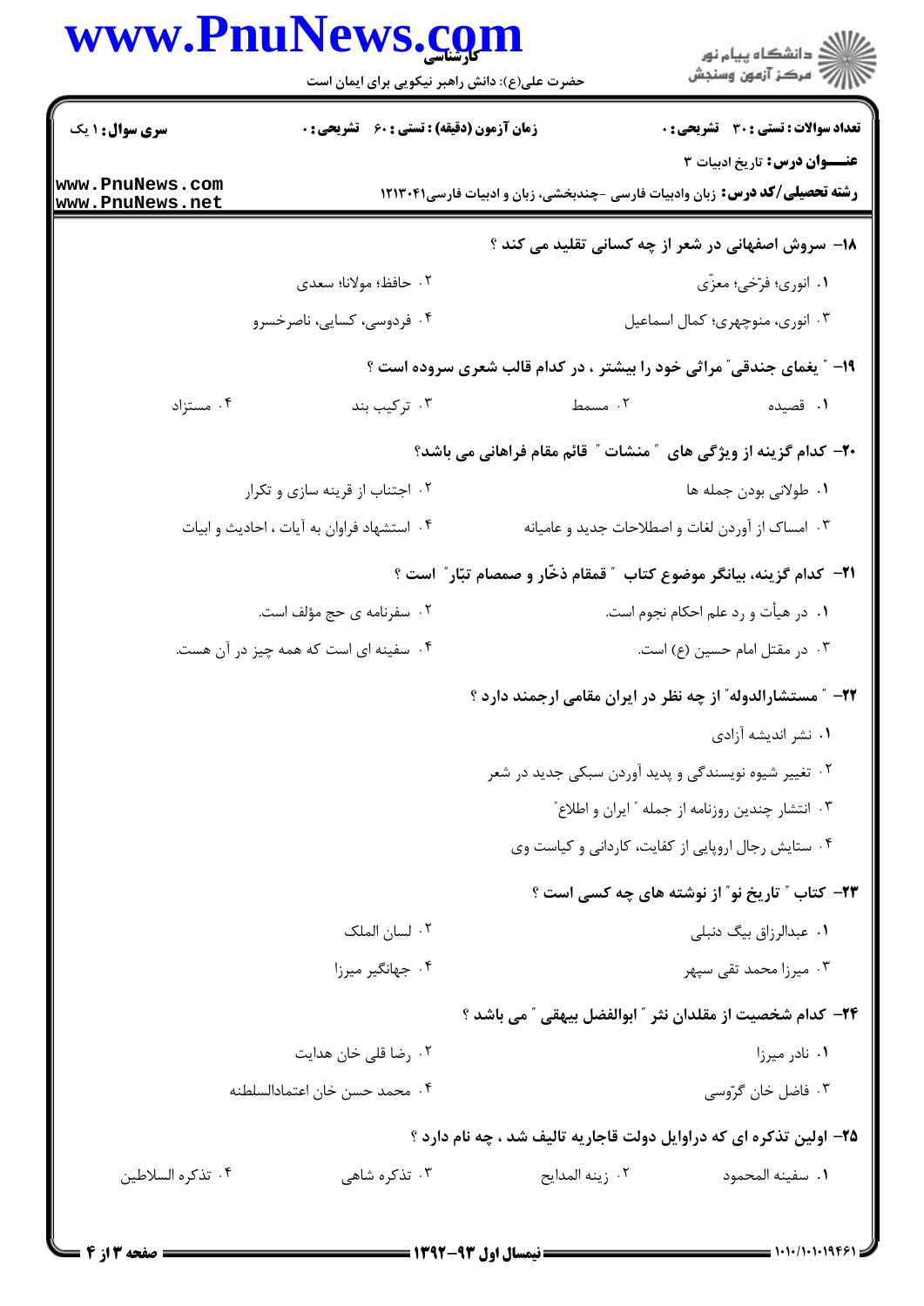۱۸- سروش اصفهانی در شعر از چه کسانی تقلید می کند ؟

۱. انوری؛ فرّخی؛ معزّی

۲. حافظ؛ مولانا؛ سعدی

۳. انوری، منوچهری؛ کمال اسماعیل

۴. فردوسی، کسایی، ناصرخسرو

۱۹- " یغمای جندقی" مراثی خود را بیشتر ، در کدام قالب شعری سروده است ؟

۱. قصیده

۲. مسمط

۳. ترکیب بند

۴. مستزاد

۲۰- کدام گزینه از ویژگی های " منشات " قائم مقام فراهانی می باشد؟

۱. طولانی بودن جمله ها

۲. اجتناب از قرینه سازی و تکرار

۳. امساک از آوردن لغات و اصطلاحات جدید و عامیانه

۴. استشهاد فراوان به آیات ، احادیث و ابیات

۲۱- کدام گزینه، بیانگر موضوع کتاب " قمقام ذخّار و صمصام تبّار" است ؟

۱. در هیأت و رد علم احکام نجوم است.

۲. سفرنامه ی حج مؤلف است.

۳. در مقتل امام حسین (ع) است.

۴. سفینه ای است که همه چیز در آن هست.

۲۲- " مستشارالدوله" از چه نظر در ایران مقامی ارجمند دارد ؟

۱. نشر اندیشه آزادی

۲. تغییر شیوه نویسندگی و پدید آوردن سبکی جدید در شعر

۳. انتشار چندین روزنامه از جمله " ایران و اطلاع"

۴. ستایش رجال اروپایی از کفایت، کاردانی و کیاست وی

۲۳- کتاب " تاریخ نو" از نوشته های چه کسی است ؟

۱. عبدالرزاق بیگ دنبلی

۲. لسان الملک

۳. میرزا محمد تقی سپهر

۴. جهانگیر میرزا

۲۴- کدام شخصیت از مقلدان نثر " ابوالفضل بیهقی " می باشد ؟

۱. نادر میرزا

۲. رضا قلی خان هدایت

۳. فاضل خان گرّوسی

۴. محمد حسن خان اعتمادالسلطنه

۲۵- اولین تذکره ای که دراوایل دولت قاجاریه تالیف شد ، چه نام دارد ؟

۱. سفینه المحمود

۲. زینه المدایح

۳. تذکره شاهی

۴. تذکره السلاطین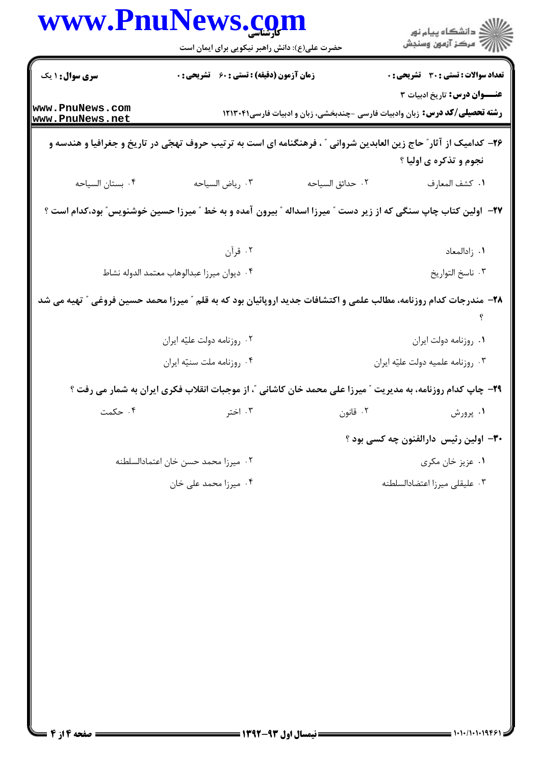**سری سوال:** ۱ یک

**زمان آزمون (دقیقه) : تستی : ۶۰ تشریحی : ۰**

**تعداد سوالات : تستی : ۳۰ تشریحی : ۰**

**عنــــوان درس:** تاریخ ادبیات ۳

**رشته تحصیلی/کد درس:** زبان وادبیات فارسی -چندبخشی، زبان و ادبیات فارسی۱۲۱۳۰۴۱

**۲۶-** کدامیک از آثار" حاج زین العابدین شروانی " ، فرهنگنامه ای است به ترتیب حروف تهجّی در تاریخ و جغرافیا و هندسه و نجوم و تذکره ی اولیا ؟

۱. کشف المعارف
۲. حدائق السیاحه
۳. ریاض السیاحه
۴. بستان السیاحه

**۲۷-** اولین کتاب چاپ سنگی که از زیر دست " میرزا اسداله " بیرون آمده و به خط " میرزا حسین خوشنویس" بود،کدام است ؟

۱. زادالمعاد
۲. قرآن
۳. ناسخ التواریخ
۴. دیوان میرزا عبدالوهاب معتمد الدوله نشاط

**۲۸-** مندرجات کدام روزنامه، مطالب علمی و اکتشافات جدید اروپائیان بود که به قلم " میرزا محمد حسین فروغی " تهیه می شد ؟

۱. روزنامه دولت ایران
۲. روزنامه دولت علیّه ایران
۳. روزنامه علمیه دولت علیّه ایران
۴. روزنامه ملت سنیّه ایران

**۲۹-** چاپ کدام روزنامه، به مدیریت " میرزا علی محمد خان کاشانی "، از موجبات انقلاب فکری ایران به شمار می رفت ؟

۱. پرورش
۲. قانون
۳. اختر
۴. حکمت

**۳۰-** اولین رئیس دارالفنون چه کسی بود ؟

۱. عزیز خان مکری
۲. میرزا محمد حسن خان اعتمادالسلطنه
۳. علیقلی میرزا اعتضادالسلطنه
۴. میرزا محمد علی خان